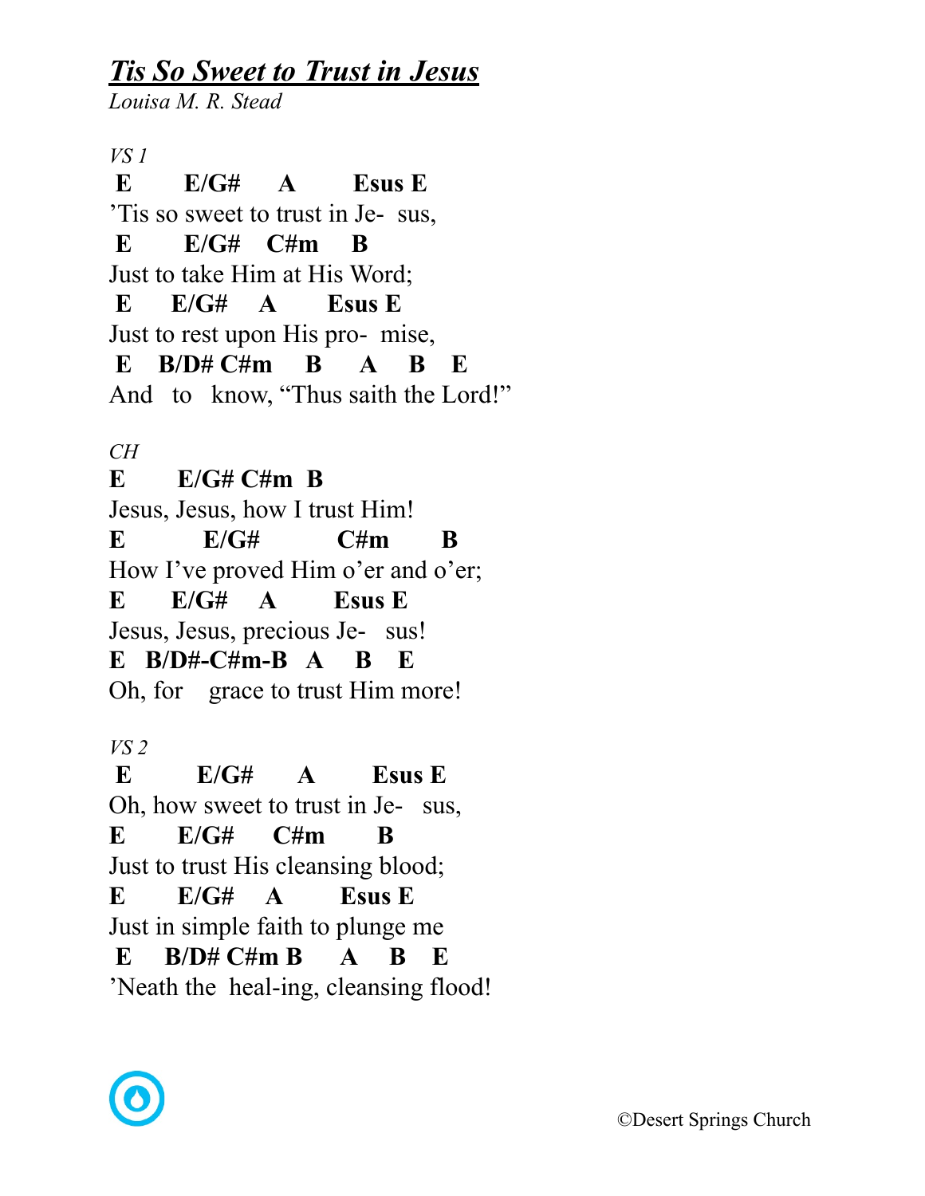# ***Tis So Sweet to Trust in Jesus***

*Louisa M. R. Stead*

*VS 1*

```
 E       E/G#     A       Esus E
'Tis so sweet to trust in Je-  sus,
 E       E/G#    C#m     B
Just to take Him at His Word;
 E     E/G#    A       Esus E
Just to rest upon His pro-  mise,
 E   B/D# C#m    B     A    B   E
And   to   know, "Thus saith the Lord!"
```

*CH*

```
E       E/G# C#m  B
Jesus, Jesus, how I trust Him!
E          E/G#         C#m       B
How I've proved Him o'er and o'er;
E      E/G#    A       Esus E
Jesus, Jesus, precious Je-   sus!
E  B/D#-C#m-B  A    B   E
Oh, for    grace to trust Him more!
```

*VS 2*

```
 E        E/G#      A       Esus E
Oh, how sweet to trust in Je-   sus,
E       E/G#     C#m       B
Just to trust His cleansing blood;
E       E/G#    A       Esus E
Just in simple faith to plunge me
 E     B/D# C#m B     A    B   E
'Neath the  heal-ing, cleansing flood!
```

©Desert Springs Church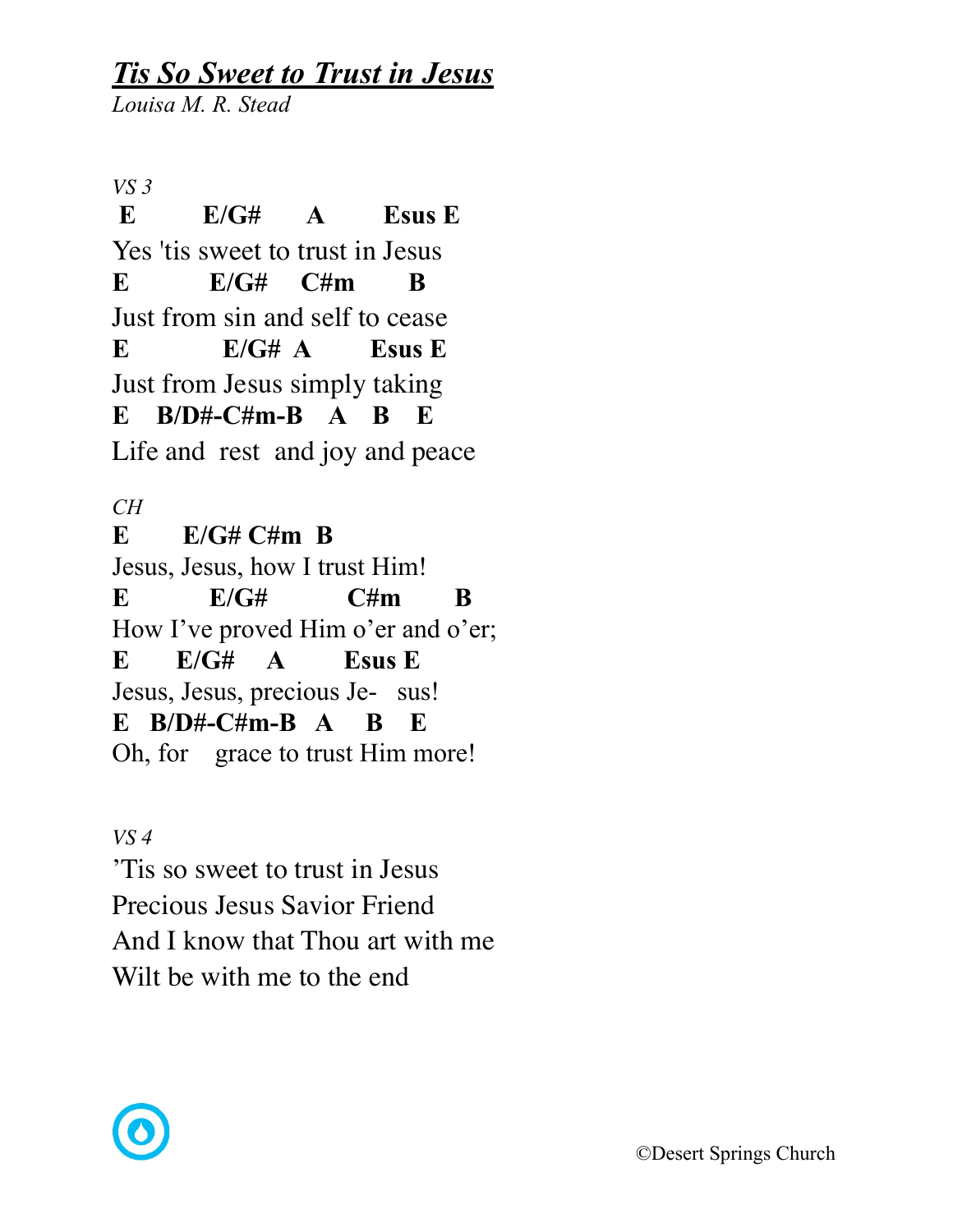## ***Tis So Sweet to Trust in Jesus***

*Louisa M. R. Stead*

*VS 3*

```
 E        E/G#      A        Esus E
Yes 'tis sweet to trust in Jesus
E          E/G#    C#m       B
Just from sin and self to cease
E            E/G#  A        Esus E
Just from Jesus simply taking
E   B/D#-C#m-B   A   B   E
Life and  rest  and joy and peace
```

*CH*

```
E       E/G# C#m  B
Jesus, Jesus, how I trust Him!
E          E/G#          C#m       B
How I've proved Him o'er and o'er;
E      E/G#    A       Esus E
Jesus, Jesus, precious Je-   sus!
E  B/D#-C#m-B  A    B   E
Oh, for    grace to trust Him more!
```

*VS 4*

'Tis so sweet to trust in Jesus
Precious Jesus Savior Friend
And I know that Thou art with me
Wilt be with me to the end

©Desert Springs Church